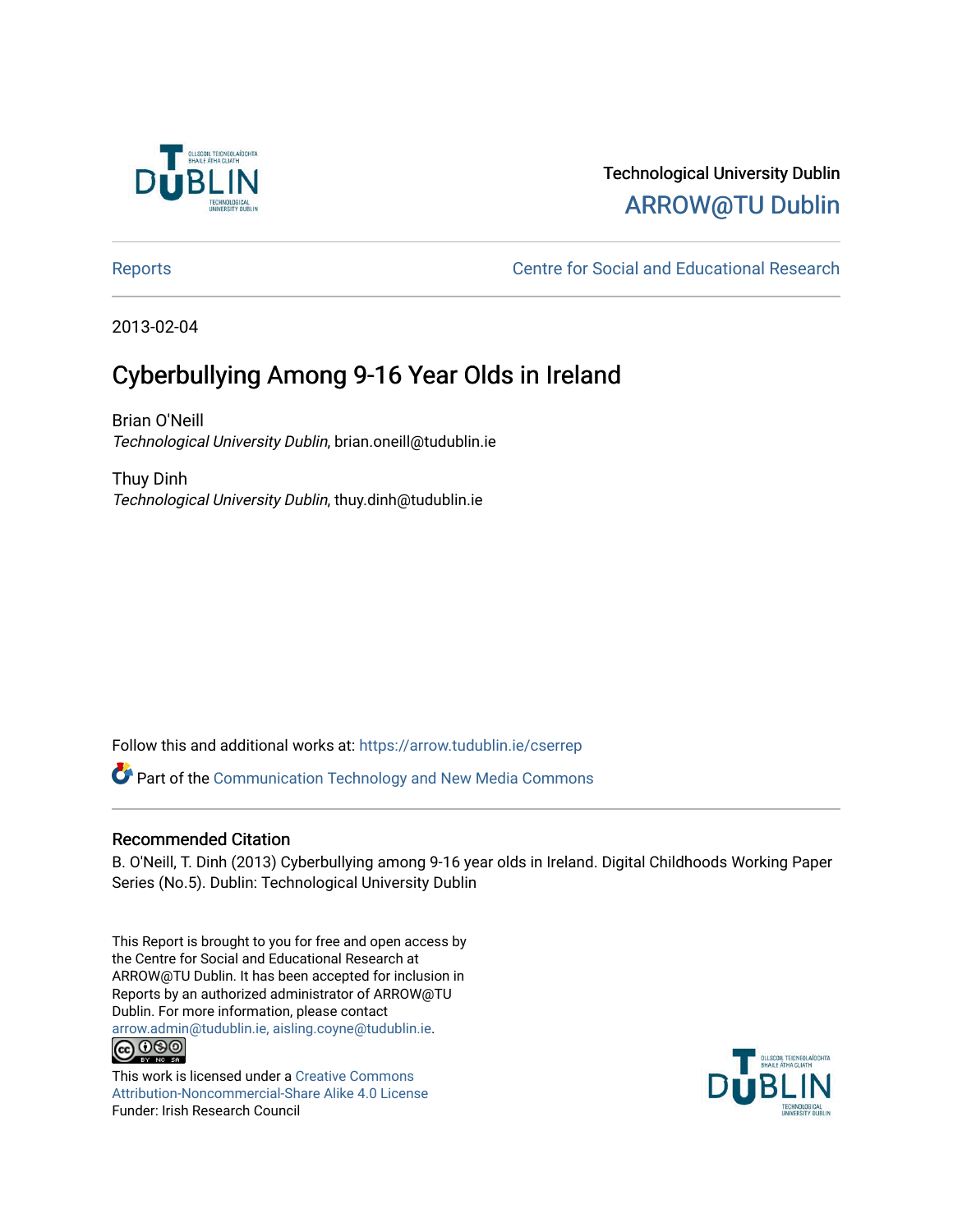Technological University Dublin

ARROW@TU Dublin

Reports

Centre for Social and Educational Research

2013-02-04

# Cyberbullying Among 9-16 Year Olds in Ireland

Brian O'Neill
*Technological University Dublin*, brian.oneill@tudublin.ie

Thuy Dinh
*Technological University Dublin*, thuy.dinh@tudublin.ie

Follow this and additional works at: https://arrow.tudublin.ie/cserrep

Part of the Communication Technology and New Media Commons

## Recommended Citation

B. O'Neill, T. Dinh (2013) Cyberbullying among 9-16 year olds in Ireland. Digital Childhoods Working Paper Series (No.5). Dublin: Technological University Dublin

This Report is brought to you for free and open access by the Centre for Social and Educational Research at ARROW@TU Dublin. It has been accepted for inclusion in Reports by an authorized administrator of ARROW@TU Dublin. For more information, please contact arrow.admin@tudublin.ie, aisling.coyne@tudublin.ie.

This work is licensed under a Creative Commons Attribution-Noncommercial-Share Alike 4.0 License
Funder: Irish Research Council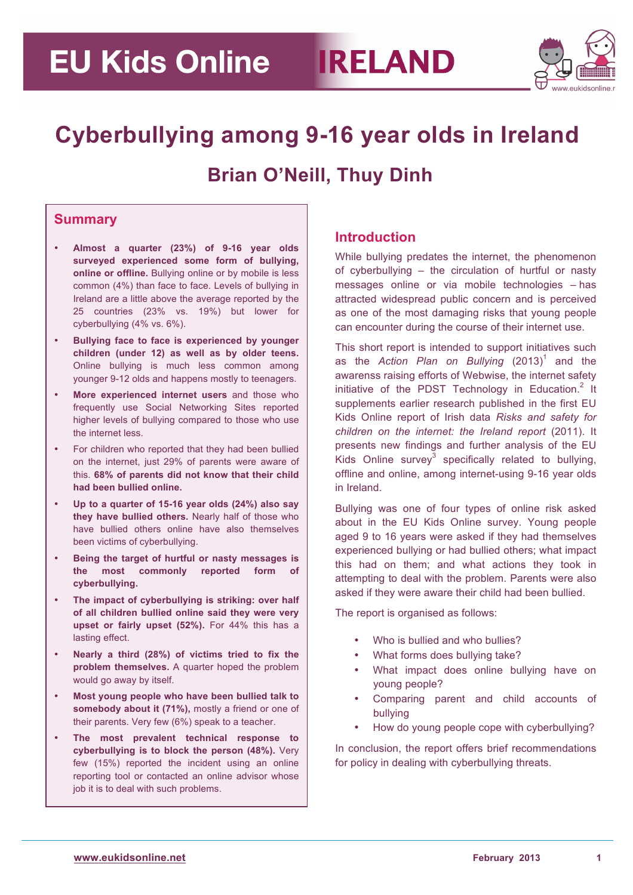# EU Kids Online IRELAND

# Cyberbullying among 9-16 year olds in Ireland

## Brian O'Neill, Thuy Dinh

## Summary

- **Almost a quarter (23%) of 9-16 year olds surveyed experienced some form of bullying, online or offline.** Bullying online or by mobile is less common (4%) than face to face. Levels of bullying in Ireland are a little above the average reported by the 25 countries (23% vs. 19%) but lower for cyberbullying (4% vs. 6%).
- **Bullying face to face is experienced by younger children (under 12) as well as by older teens.** Online bullying is much less common among younger 9-12 olds and happens mostly to teenagers.
- **More experienced internet users** and those who frequently use Social Networking Sites reported higher levels of bullying compared to those who use the internet less.
- For children who reported that they had been bullied on the internet, just 29% of parents were aware of this. **68% of parents did not know that their child had been bullied online.**
- **Up to a quarter of 15-16 year olds (24%) also say they have bullied others.** Nearly half of those who have bullied others online have also themselves been victims of cyberbullying.
- **Being the target of hurtful or nasty messages is the most commonly reported form of cyberbullying.**
- **The impact of cyberbullying is striking: over half of all children bullied online said they were very upset or fairly upset (52%).** For 44% this has a lasting effect.
- **Nearly a third (28%) of victims tried to fix the problem themselves.** A quarter hoped the problem would go away by itself.
- **Most young people who have been bullied talk to somebody about it (71%),** mostly a friend or one of their parents. Very few (6%) speak to a teacher.
- **The most prevalent technical response to cyberbullying is to block the person (48%).** Very few (15%) reported the incident using an online reporting tool or contacted an online advisor whose job it is to deal with such problems.

## Introduction

While bullying predates the internet, the phenomenon of cyberbullying – the circulation of hurtful or nasty messages online or via mobile technologies – has attracted widespread public concern and is perceived as one of the most damaging risks that young people can encounter during the course of their internet use.

This short report is intended to support initiatives such as the *Action Plan on Bullying* (2013)[1] and the awarenss raising efforts of Webwise, the internet safety initiative of the PDST Technology in Education.[2] It supplements earlier research published in the first EU Kids Online report of Irish data *Risks and safety for children on the internet: the Ireland report* (2011). It presents new findings and further analysis of the EU Kids Online survey[3] specifically related to bullying, offline and online, among internet-using 9-16 year olds in Ireland.

Bullying was one of four types of online risk asked about in the EU Kids Online survey. Young people aged 9 to 16 years were asked if they had themselves experienced bullying or had bullied others; what impact this had on them; and what actions they took in attempting to deal with the problem. Parents were also asked if they were aware their child had been bullied.

The report is organised as follows:

- Who is bullied and who bullies?
- What forms does bullying take?
- What impact does online bullying have on young people?
- Comparing parent and child accounts of bullying
- How do young people cope with cyberbullying?

In conclusion, the report offers brief recommendations for policy in dealing with cyberbullying threats.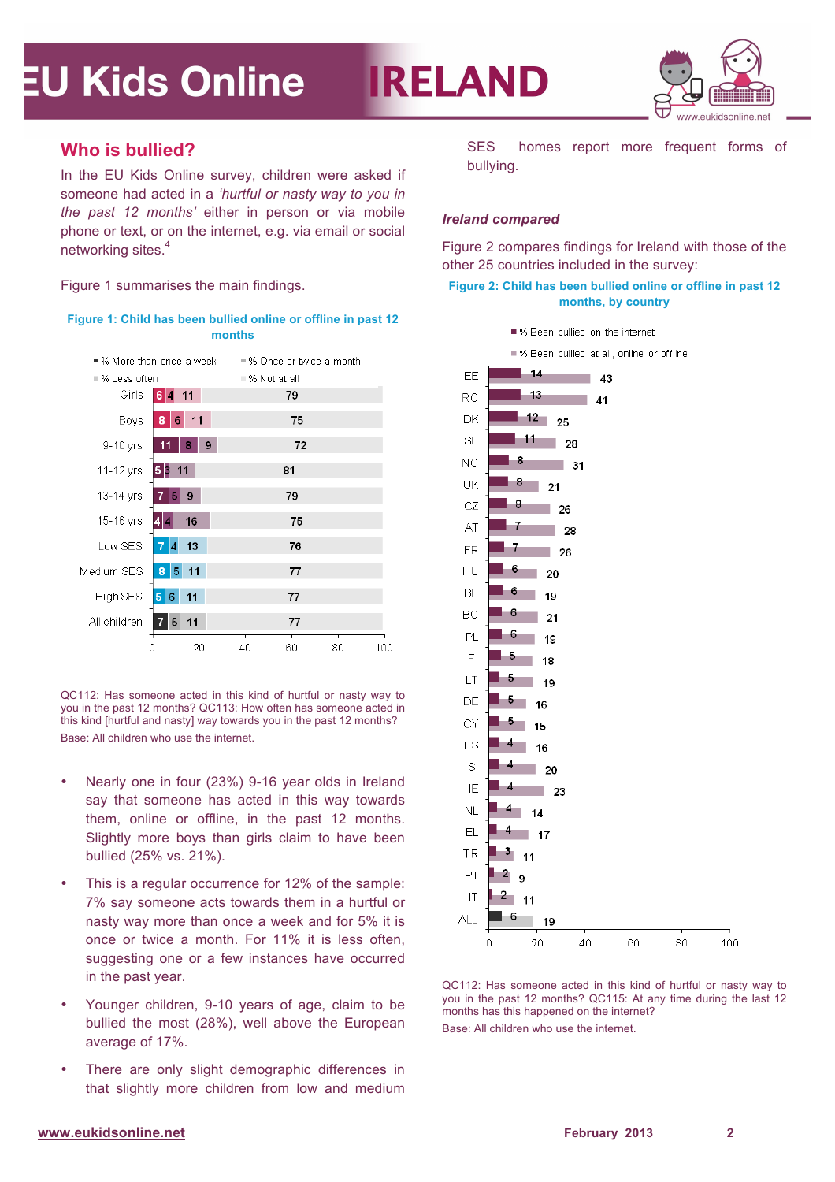## Who is bullied?

In the EU Kids Online survey, children were asked if someone had acted in a *'hurtful or nasty way to you in the past 12 months'* either in person or via mobile phone or text, or on the internet, e.g. via email or social networking sites.[4]

Figure 1 summarises the main findings.

**Figure 1: Child has been bullied online or offline in past 12 months**

| | % More than once a week | % Once or twice a month | % Less often | % Not at all |
|---|---|---|---|---|
| Girls | 6 | 4 | 11 | 79 |
| Boys | 8 | 6 | 11 | 75 |
| 9-10 yrs | 11 | 8 | 9 | 72 |
| 11-12 yrs | 5 | 3 | 11 | 81 |
| 13-14 yrs | 7 | 5 | 9 | 79 |
| 15-16 yrs | 4 | 4 | 16 | 75 |
| Low SES | 7 | 4 | 13 | 76 |
| Medium SES | 8 | 5 | 11 | 77 |
| High SES | 5 | 6 | 11 | 77 |
| All children | 7 | 5 | 11 | 77 |

QC112: Has someone acted in this kind of hurtful or nasty way to you in the past 12 months? QC113: How often has someone acted in this kind [hurtful and nasty] way towards you in the past 12 months?

Base: All children who use the internet.

- Nearly one in four (23%) 9-16 year olds in Ireland say that someone has acted in this way towards them, online or offline, in the past 12 months. Slightly more boys than girls claim to have been bullied (25% vs. 21%).
- This is a regular occurrence for 12% of the sample: 7% say someone acts towards them in a hurtful or nasty way more than once a week and for 5% it is once or twice a month. For 11% it is less often, suggesting one or a few instances have occurred in the past year.
- Younger children, 9-10 years of age, claim to be bullied the most (28%), well above the European average of 17%.
- There are only slight demographic differences in that slightly more children from low and medium SES homes report more frequent forms of bullying.

### *Ireland compared*

Figure 2 compares findings for Ireland with those of the other 25 countries included in the survey:

**Figure 2: Child has been bullied online or offline in past 12 months, by country**

| Country | % Been bullied on the internet | % Been bullied at all, online or offline |
|---|---|---|
| EE | 14 | 43 |
| RO | 13 | 41 |
| DK | 12 | 25 |
| SE | 11 | 28 |
| NO | 8 | 31 |
| UK | 8 | 21 |
| CZ | 8 | 26 |
| AT | 7 | 28 |
| FR | 7 | 26 |
| HU | 6 | 20 |
| BE | 6 | 19 |
| BG | 6 | 21 |
| PL | 6 | 19 |
| FI | 5 | 18 |
| LT | 5 | 19 |
| DE | 5 | 16 |
| CY | 5 | 15 |
| ES | 4 | 16 |
| SI | 4 | 20 |
| IE | 4 | 23 |
| NL | 4 | 14 |
| EL | 4 | 17 |
| TR | 3 | 11 |
| PT | 2 | 9 |
| IT | 2 | 11 |
| ALL | 6 | 19 |

QC112: Has someone acted in this kind of hurtful or nasty way to you in the past 12 months? QC115: At any time during the last 12 months has this happened on the internet?

Base: All children who use the internet.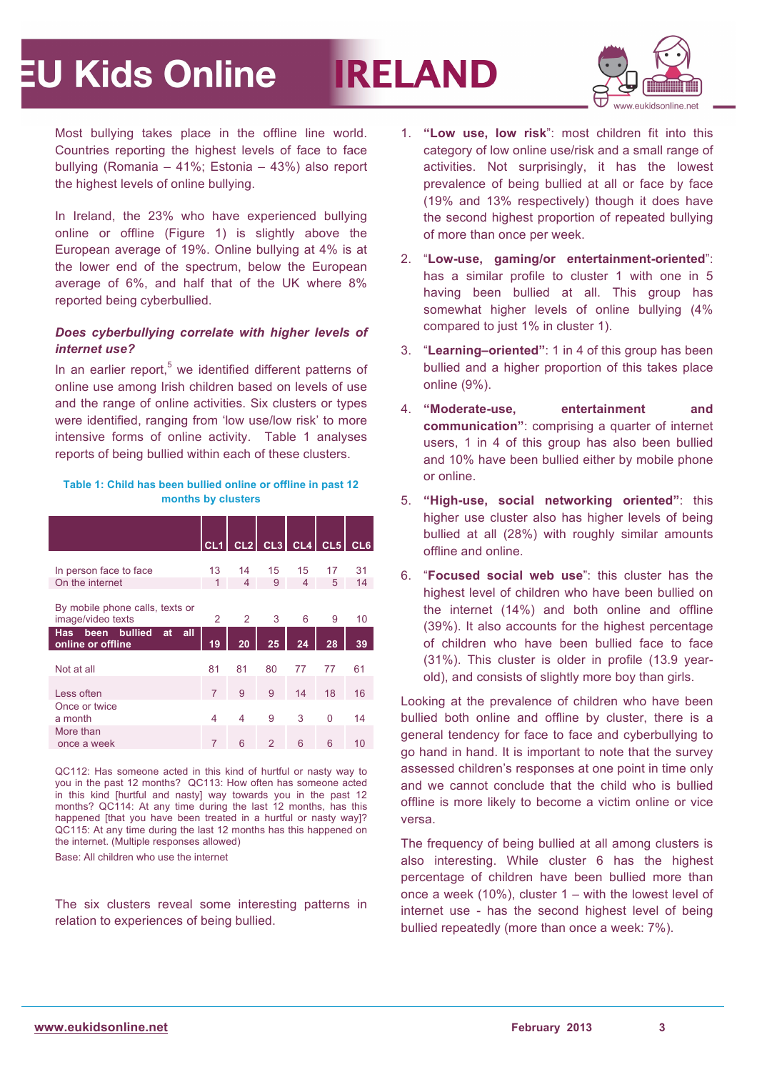Most bullying takes place in the offline line world. Countries reporting the highest levels of face to face bullying (Romania – 41%; Estonia – 43%) also report the highest levels of online bullying.

In Ireland, the 23% who have experienced bullying online or offline (Figure 1) is slightly above the European average of 19%. Online bullying at 4% is at the lower end of the spectrum, below the European average of 6%, and half that of the UK where 8% reported being cyberbullied.

***Does cyberbullying correlate with higher levels of internet use?***

In an earlier report,[5] we identified different patterns of online use among Irish children based on levels of use and the range of online activities. Six clusters or types were identified, ranging from 'low use/low risk' to more intensive forms of online activity. Table 1 analyses reports of being bullied within each of these clusters.

**Table 1: Child has been bullied online or offline in past 12 months by clusters**

| | CL1 | CL2 | CL3 | CL4 | CL5 | CL6 |
|---|---|---|---|---|---|---|
| In person face to face | 13 | 14 | 15 | 15 | 17 | 31 |
| On the internet | 1 | 4 | 9 | 4 | 5 | 14 |
| By mobile phone calls, texts or image/video texts | 2 | 2 | 3 | 6 | 9 | 10 |
| **Has been bullied at all online or offline** | **19** | **20** | **25** | **24** | **28** | **39** |
| Not at all | 81 | 81 | 80 | 77 | 77 | 61 |
| Less often | 7 | 9 | 9 | 14 | 18 | 16 |
| Once or twice a month | 4 | 4 | 9 | 3 | 0 | 14 |
| More than once a week | 7 | 6 | 2 | 6 | 6 | 10 |

QC112: Has someone acted in this kind of hurtful or nasty way to you in the past 12 months? QC113: How often has someone acted in this kind [hurtful and nasty] way towards you in the past 12 months? QC114: At any time during the last 12 months, has this happened [that you have been treated in a hurtful or nasty way]? QC115: At any time during the last 12 months has this happened on the internet. (Multiple responses allowed)

Base: All children who use the internet

The six clusters reveal some interesting patterns in relation to experiences of being bullied.

1. **"Low use, low risk"**: most children fit into this category of low online use/risk and a small range of activities. Not surprisingly, it has the lowest prevalence of being bullied at all or face by face (19% and 13% respectively) though it does have the second highest proportion of repeated bullying of more than once per week.
2. "**Low-use, gaming/or entertainment-oriented**": has a similar profile to cluster 1 with one in 5 having been bullied at all. This group has somewhat higher levels of online bullying (4% compared to just 1% in cluster 1).
3. "**Learning–oriented**": 1 in 4 of this group has been bullied and a higher proportion of this takes place online (9%).
4. **"Moderate-use, entertainment and communication"**: comprising a quarter of internet users, 1 in 4 of this group has also been bullied and 10% have been bullied either by mobile phone or online.
5. **"High-use, social networking oriented"**: this higher use cluster also has higher levels of being bullied at all (28%) with roughly similar amounts offline and online.
6. "**Focused social web use**": this cluster has the highest level of children who have been bullied on the internet (14%) and both online and offline (39%). It also accounts for the highest percentage of children who have been bullied face to face (31%). This cluster is older in profile (13.9 year-old), and consists of slightly more boy than girls.

Looking at the prevalence of children who have been bullied both online and offline by cluster, there is a general tendency for face to face and cyberbullying to go hand in hand. It is important to note that the survey assessed children's responses at one point in time only and we cannot conclude that the child who is bullied offline is more likely to become a victim online or vice versa.

The frequency of being bullied at all among clusters is also interesting. While cluster 6 has the highest percentage of children have been bullied more than once a week (10%), cluster 1 – with the lowest level of internet use - has the second highest level of being bullied repeatedly (more than once a week: 7%).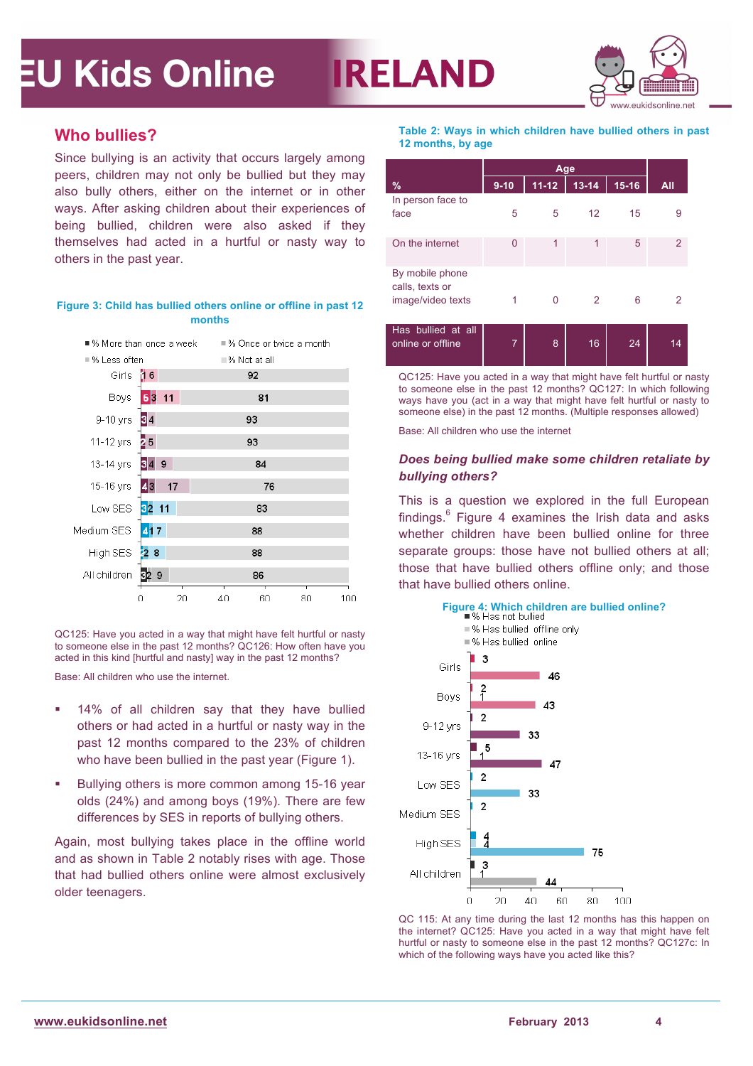## Who bullies?

Since bullying is an activity that occurs largely among peers, children may not only be bullied but they may also bully others, either on the internet or in other ways. After asking children about their experiences of being bullied, children were also asked if they themselves had acted in a hurtful or nasty way to others in the past year.

**Figure 3: Child has bullied others online or offline in past 12 months**

| | % More than once a week | % Once or twice a month | % Less often | % Not at all |
|---|---|---|---|---|
| Girls | | 1 | 6 | 92 |
| Boys | 5 | 3 | 11 | 81 |
| 9-10 yrs | | 3 | 4 | 93 |
| 11-12 yrs | | 2 | 5 | 93 |
| 13-14 yrs | 3 | 4 | 9 | 84 |
| 15-16 yrs | 4 | 3 | 17 | 76 |
| Low SES | 3 | 2 | 11 | 83 |
| Medium SES | 4 | 1 | 7 | 88 |
| High SES | | 2 | 8 | 88 |
| All children | 3 | 2 | 9 | 86 |

QC125: Have you acted in a way that might have felt hurtful or nasty to someone else in the past 12 months? QC126: How often have you acted in this kind [hurtful and nasty] way in the past 12 months?

Base: All children who use the internet.

- 14% of all children say that they have bullied others or had acted in a hurtful or nasty way in the past 12 months compared to the 23% of children who have been bullied in the past year (Figure 1).
- Bullying others is more common among 15-16 year olds (24%) and among boys (19%). There are few differences by SES in reports of bullying others.

Again, most bullying takes place in the offline world and as shown in Table 2 notably rises with age. Those that had bullied others online were almost exclusively older teenagers.

**Table 2: Ways in which children have bullied others in past 12 months, by age**

| % | Age 9-10 | 11-12 | 13-14 | 15-16 | All |
|---|---|---|---|---|---|
| In person face to face | 5 | 5 | 12 | 15 | 9 |
| On the internet | 0 | 1 | 1 | 5 | 2 |
| By mobile phone calls, texts or image/video texts | 1 | 0 | 2 | 6 | 2 |
| Has bullied at all online or offline | 7 | 8 | 16 | 24 | 14 |

QC125: Have you acted in a way that might have felt hurtful or nasty to someone else in the past 12 months? QC127: In which following ways have you (act in a way that might have felt hurtful or nasty to someone else) in the past 12 months. (Multiple responses allowed)

Base: All children who use the internet

### *Does being bullied make some children retaliate by bullying others?*

This is a question we explored in the full European findings.[6] Figure 4 examines the Irish data and asks whether children have been bullied online for three separate groups: those have not bullied others at all; those that have bullied others offline only; and those that have bullied others online.

**Figure 4: Which children are bullied online?**

| | % Has not bullied | % Has bullied offline only | % Has bullied online |
|---|---|---|---|
| Girls | 3 | | 46 |
| Boys | 2 | 1 | 43 |
| 9-12 yrs | 2 | | 33 |
| 13-16 yrs | 5 | 1 | 47 |
| Low SES | 2 | | 33 |
| Medium SES | 2 | | |
| High SES | 4 | 4 | 75 |
| All children | 3 | 1 | 44 |

QC 115: At any time during the last 12 months has this happen on the internet? QC125: Have you acted in a way that might have felt hurtful or nasty to someone else in the past 12 months? QC127c: In which of the following ways have you acted like this?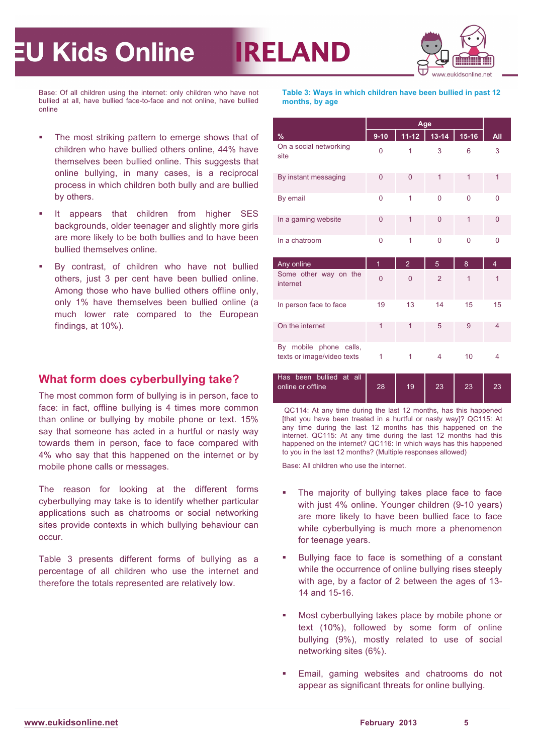Base: Of all children using the internet: only children who have not bullied at all, have bullied face-to-face and not online, have bullied online

- The most striking pattern to emerge shows that of children who have bullied others online, 44% have themselves been bullied online. This suggests that online bullying, in many cases, is a reciprocal process in which children both bully and are bullied by others.
- It appears that children from higher SES backgrounds, older teenager and slightly more girls are more likely to be both bullies and to have been bullied themselves online.
- By contrast, of children who have not bullied others, just 3 per cent have been bullied online. Among those who have bullied others offline only, only 1% have themselves been bullied online (a much lower rate compared to the European findings, at 10%).

## What form does cyberbullying take?

The most common form of bullying is in person, face to face: in fact, offline bullying is 4 times more common than online or bullying by mobile phone or text. 15% say that someone has acted in a hurtful or nasty way towards them in person, face to face compared with 4% who say that this happened on the internet or by mobile phone calls or messages.

The reason for looking at the different forms cyberbullying may take is to identify whether particular applications such as chatrooms or social networking sites provide contexts in which bullying behaviour can occur.

Table 3 presents different forms of bullying as a percentage of all children who use the internet and therefore the totals represented are relatively low.

**Table 3: Ways in which children have been bullied in past 12 months, by age**

| % | Age | | | | All |
|---|---|---|---|---|---|
| | 9-10 | 11-12 | 13-14 | 15-16 | |
| On a social networking site | 0 | 1 | 3 | 6 | 3 |
| By instant messaging | 0 | 0 | 1 | 1 | 1 |
| By email | 0 | 1 | 0 | 0 | 0 |
| In a gaming website | 0 | 1 | 0 | 1 | 0 |
| In a chatroom | 0 | 1 | 0 | 0 | 0 |
| Any online | 1 | 2 | 5 | 8 | 4 |
| Some other way on the internet | 0 | 0 | 2 | 1 | 1 |
| In person face to face | 19 | 13 | 14 | 15 | 15 |
| On the internet | 1 | 1 | 5 | 9 | 4 |
| By mobile phone calls, texts or image/video texts | 1 | 1 | 4 | 10 | 4 |
| Has been bullied at all online or offline | 28 | 19 | 23 | 23 | 23 |

QC114: At any time during the last 12 months, has this happened [that you have been treated in a hurtful or nasty way]? QC115: At any time during the last 12 months has this happened on the internet. QC115: At any time during the last 12 months had this happened on the internet? QC116: In which ways has this happened to you in the last 12 months? (Multiple responses allowed)

Base: All children who use the internet.

- The majority of bullying takes place face to face with just 4% online. Younger children (9-10 years) are more likely to have been bullied face to face while cyberbullying is much more a phenomenon for teenage years.
- Bullying face to face is something of a constant while the occurrence of online bullying rises steeply with age, by a factor of 2 between the ages of 13-14 and 15-16.
- Most cyberbullying takes place by mobile phone or text (10%), followed by some form of online bullying (9%), mostly related to use of social networking sites (6%).
- Email, gaming websites and chatrooms do not appear as significant threats for online bullying.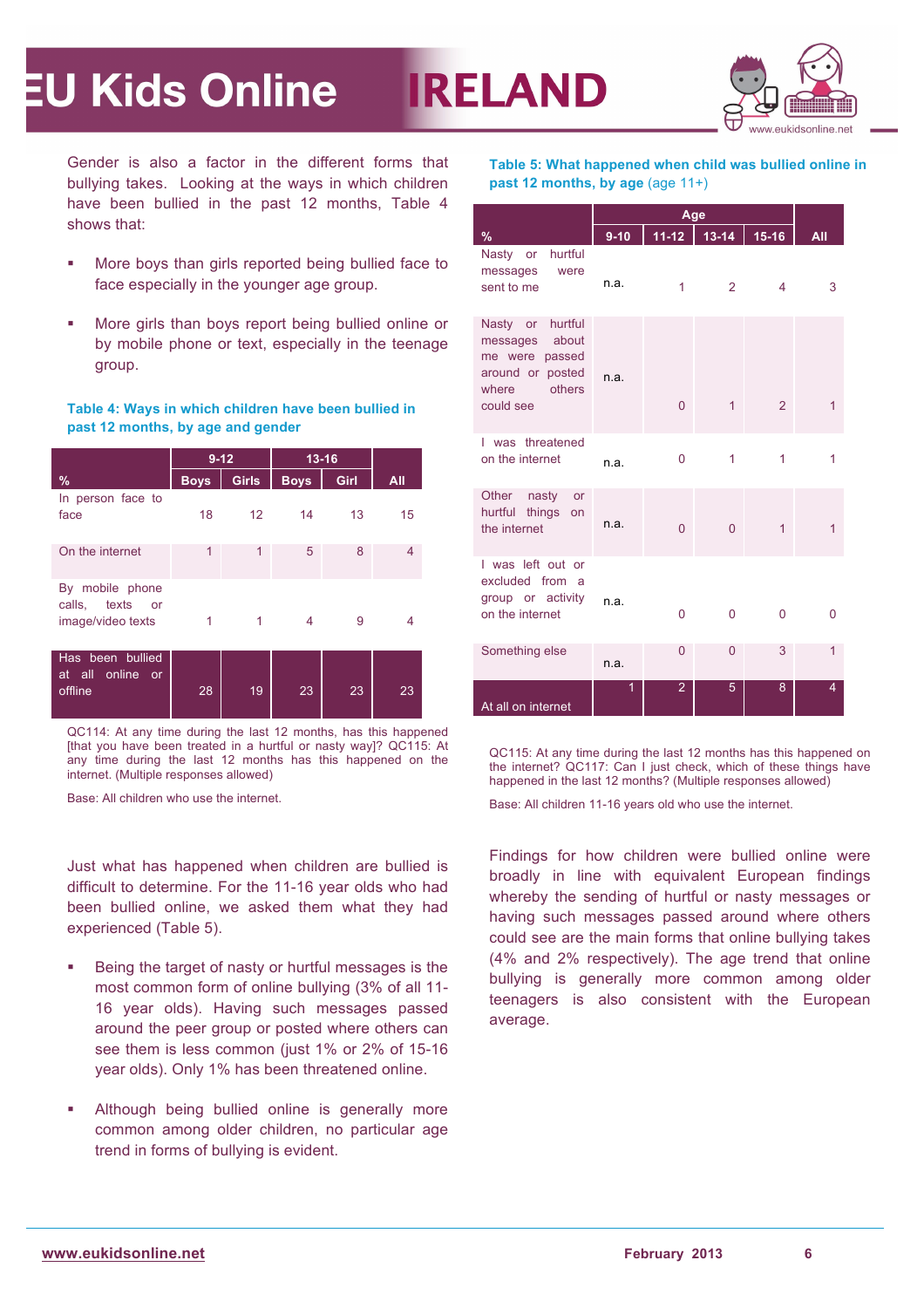Gender is also a factor in the different forms that bullying takes. Looking at the ways in which children have been bullied in the past 12 months, Table 4 shows that:

- More boys than girls reported being bullied face to face especially in the younger age group.
- More girls than boys report being bullied online or by mobile phone or text, especially in the teenage group.

**Table 4: Ways in which children have been bullied in past 12 months, by age and gender**

| % | 9-12 | | 13-16 | | All |
|---|---|---|---|---|---|
| | Boys | Girls | Boys | Girl | |
| In person face to face | 18 | 12 | 14 | 13 | 15 |
| On the internet | 1 | 1 | 5 | 8 | 4 |
| By mobile phone calls, texts or image/video texts | 1 | 1 | 4 | 9 | 4 |
| Has been bullied at all online or offline | 28 | 19 | 23 | 23 | 23 |

QC114: At any time during the last 12 months, has this happened [that you have been treated in a hurtful or nasty way]? QC115: At any time during the last 12 months has this happened on the internet. (Multiple responses allowed)

Base: All children who use the internet.

Just what has happened when children are bullied is difficult to determine. For the 11-16 year olds who had been bullied online, we asked them what they had experienced (Table 5).

- Being the target of nasty or hurtful messages is the most common form of online bullying (3% of all 11-16 year olds). Having such messages passed around the peer group or posted where others can see them is less common (just 1% or 2% of 15-16 year olds). Only 1% has been threatened online.
- Although being bullied online is generally more common among older children, no particular age trend in forms of bullying is evident.

**Table 5: What happened when child was bullied online in past 12 months, by age** (age 11+)

| % | Age | | | | All |
|---|---|---|---|---|---|
| | 9-10 | 11-12 | 13-14 | 15-16 | |
| Nasty or hurtful messages were sent to me | n.a. | 1 | 2 | 4 | 3 |
| Nasty or hurtful messages about me were passed around or posted where others could see | n.a. | 0 | 1 | 2 | 1 |
| I was threatened on the internet | n.a. | 0 | 1 | 1 | 1 |
| Other nasty or hurtful things on the internet | n.a. | 0 | 0 | 1 | 1 |
| I was left out or excluded from a group or activity on the internet | n.a. | 0 | 0 | 0 | 0 |
| Something else | n.a. | 0 | 0 | 3 | 1 |
| At all on internet | 1 | 2 | 5 | 8 | 4 |

QC115: At any time during the last 12 months has this happened on the internet? QC117: Can I just check, which of these things have happened in the last 12 months? (Multiple responses allowed)

Base: All children 11-16 years old who use the internet.

Findings for how children were bullied online were broadly in line with equivalent European findings whereby the sending of hurtful or nasty messages or having such messages passed around where others could see are the main forms that online bullying takes (4% and 2% respectively). The age trend that online bullying is generally more common among older teenagers is also consistent with the European average.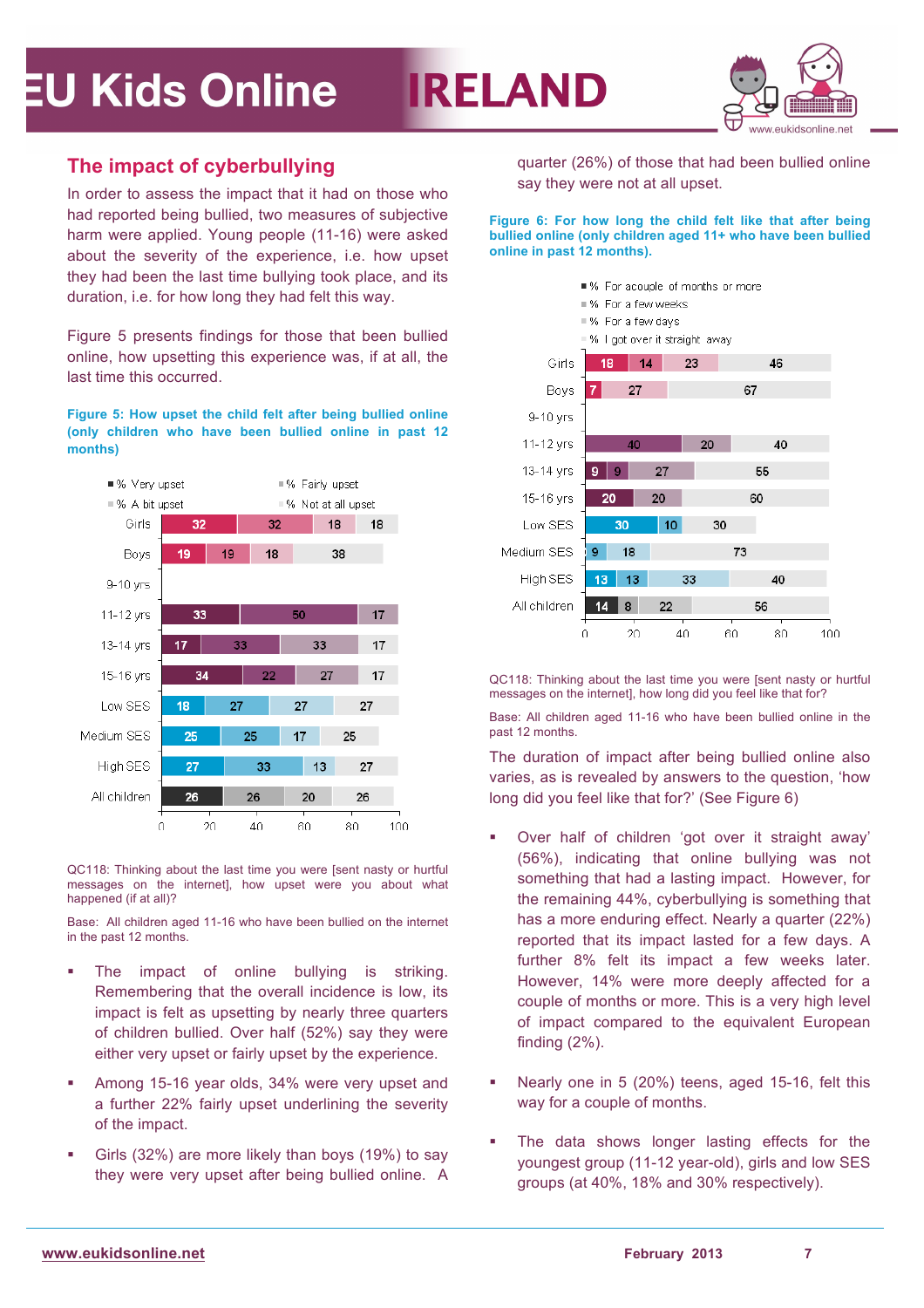## The impact of cyberbullying

In order to assess the impact that it had on those who had reported being bullied, two measures of subjective harm were applied. Young people (11-16) were asked about the severity of the experience, i.e. how upset they had been the last time bullying took place, and its duration, i.e. for how long they had felt this way.

Figure 5 presents findings for those that been bullied online, how upsetting this experience was, if at all, the last time this occurred.

**Figure 5: How upset the child felt after being bullied online (only children who have been bullied online in past 12 months)**

| | % Very upset | % Fairly upset | % A bit upset | % Not at all upset |
|---|---|---|---|---|
| Girls | 32 | 32 | 18 | 18 |
| Boys | 19 | 19 | 18 | 38 |
| 9-10 yrs | | | | |
| 11-12 yrs | 33 | 50 | | 17 |
| 13-14 yrs | 17 | 33 | 33 | 17 |
| 15-16 yrs | 34 | 22 | 27 | 17 |
| Low SES | 18 | 27 | 27 | 27 |
| Medium SES | 25 | 25 | 17 | 25 |
| High SES | 27 | 33 | 13 | 27 |
| All children | 26 | 26 | 20 | 26 |

QC118: Thinking about the last time you were [sent nasty or hurtful messages on the internet], how upset were you about what happened (if at all)?

Base: All children aged 11-16 who have been bullied on the internet in the past 12 months.

- The impact of online bullying is striking. Remembering that the overall incidence is low, its impact is felt as upsetting by nearly three quarters of children bullied. Over half (52%) say they were either very upset or fairly upset by the experience.
- Among 15-16 year olds, 34% were very upset and a further 22% fairly upset underlining the severity of the impact.
- Girls (32%) are more likely than boys (19%) to say they were very upset after being bullied online. A quarter (26%) of those that had been bullied online say they were not at all upset.

**Figure 6: For how long the child felt like that after being bullied online (only children aged 11+ who have been bullied online in past 12 months).**

| | % For a couple of months or more | % For a few weeks | % For a few days | % I got over it straight away |
|---|---|---|---|---|
| Girls | 18 | 14 | 23 | 46 |
| Boys | 7 | | 27 | 67 |
| 9-10 yrs | | | | |
| 11-12 yrs | 40 | | 20 | 40 |
| 13-14 yrs | 9 | 9 | 27 | 55 |
| 15-16 yrs | 20 | | 20 | 60 |
| Low SES | 30 | 10 | | 30 |
| Medium SES | | 9 | 18 | 73 |
| High SES | 13 | 13 | 33 | 40 |
| All children | 14 | 8 | 22 | 56 |

QC118: Thinking about the last time you were [sent nasty or hurtful messages on the internet], how long did you feel like that for?

Base: All children aged 11-16 who have been bullied online in the past 12 months.

The duration of impact after being bullied online also varies, as is revealed by answers to the question, 'how long did you feel like that for?' (See Figure 6)

- Over half of children 'got over it straight away' (56%), indicating that online bullying was not something that had a lasting impact. However, for the remaining 44%, cyberbullying is something that has a more enduring effect. Nearly a quarter (22%) reported that its impact lasted for a few days. A further 8% felt its impact a few weeks later. However, 14% were more deeply affected for a couple of months or more. This is a very high level of impact compared to the equivalent European finding (2%).
- Nearly one in 5 (20%) teens, aged 15-16, felt this way for a couple of months.
- The data shows longer lasting effects for the youngest group (11-12 year-old), girls and low SES groups (at 40%, 18% and 30% respectively).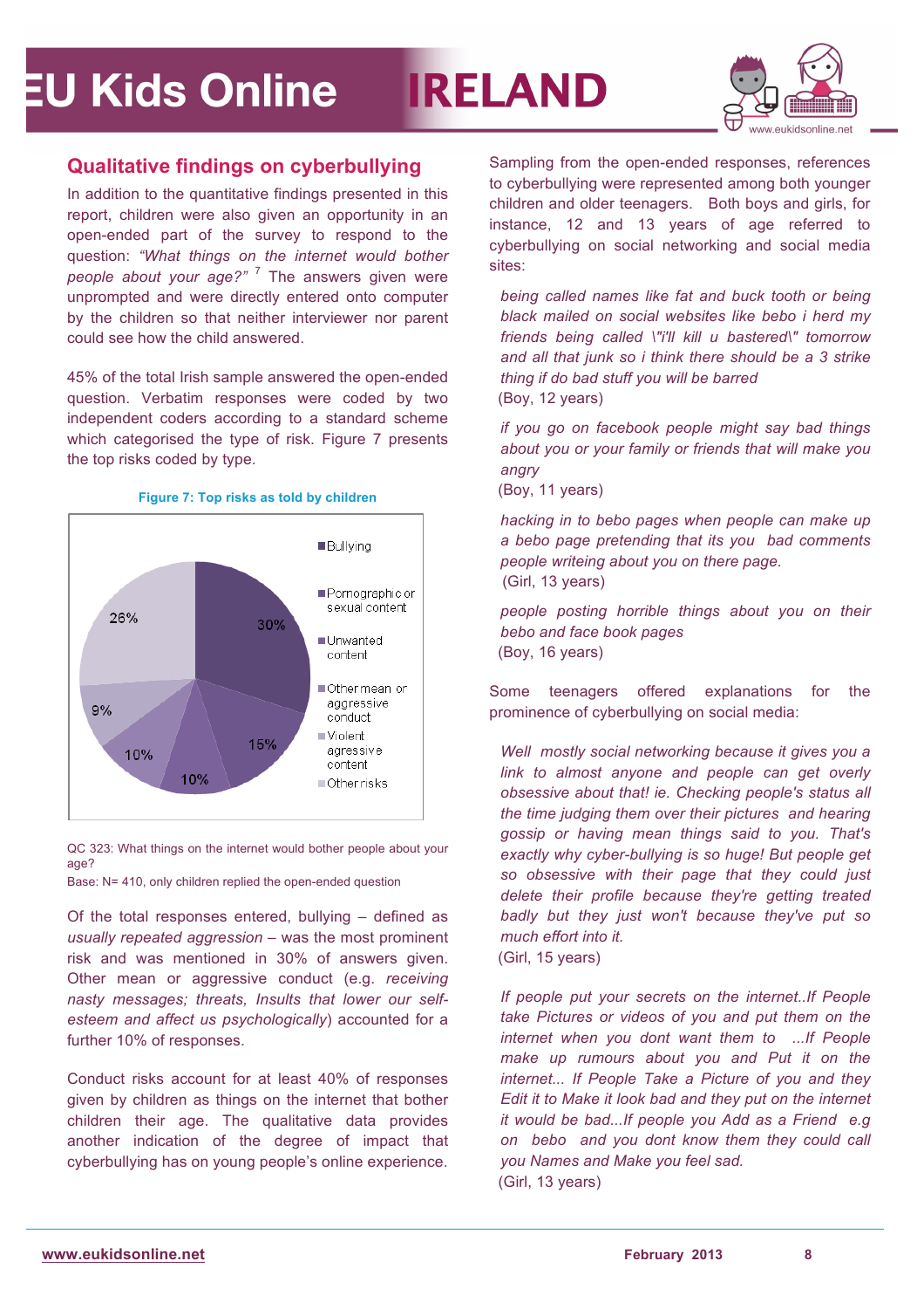## Qualitative findings on cyberbullying

In addition to the quantitative findings presented in this report, children were also given an opportunity in an open-ended part of the survey to respond to the question: *"What things on the internet would bother people about your age?"* [7] The answers given were unprompted and were directly entered onto computer by the children so that neither interviewer nor parent could see how the child answered.

45% of the total Irish sample answered the open-ended question. Verbatim responses were coded by two independent coders according to a standard scheme which categorised the type of risk. Figure 7 presents the top risks coded by type.

**Figure 7: Top risks as told by children**

| Risk | % |
|---|---|
| Bullying | 30% |
| Pornographic or sexual content | 15% |
| Unwanted content | 10% |
| Other mean or aggressive conduct | 10% |
| Violent agressive content | 9% |
| Other risks | 26% |

QC 323: What things on the internet would bother people about your age?

Base: N= 410, only children replied the open-ended question

Of the total responses entered, bullying – defined as *usually repeated aggression* – was the most prominent risk and was mentioned in 30% of answers given. Other mean or aggressive conduct (e.g. *receiving nasty messages; threats, Insults that lower our self-esteem and affect us psychologically*) accounted for a further 10% of responses.

Conduct risks account for at least 40% of responses given by children as things on the internet that bother children their age. The qualitative data provides another indication of the degree of impact that cyberbullying has on young people's online experience.

Sampling from the open-ended responses, references to cyberbullying were represented among both younger children and older teenagers. Both boys and girls, for instance, 12 and 13 years of age referred to cyberbullying on social networking and social media sites:

> *being called names like fat and buck tooth or being black mailed on social websites like bebo i herd my friends being called \"i'll kill u bastered\" tomorrow and all that junk so i think there should be a 3 strike thing if do bad stuff you will be barred*
> (Boy, 12 years)

> *if you go on facebook people might say bad things about you or your family or friends that will make you angry*
> (Boy, 11 years)

> *hacking in to bebo pages when people can make up a bebo page pretending that its you bad comments people writeing about you on there page.*
> (Girl, 13 years)

> *people posting horrible things about you on their bebo and face book pages*
> (Boy, 16 years)

Some teenagers offered explanations for the prominence of cyberbullying on social media:

> *Well mostly social networking because it gives you a link to almost anyone and people can get overly obsessive about that! ie. Checking people's status all the time judging them over their pictures and hearing gossip or having mean things said to you. That's exactly why cyber-bullying is so huge! But people get so obsessive with their page that they could just delete their profile because they're getting treated badly but they just won't because they've put so much effort into it.*
> (Girl, 15 years)

> *If people put your secrets on the internet..If People take Pictures or videos of you and put them on the internet when you dont want them to ...If People make up rumours about you and Put it on the internet... If People Take a Picture of you and they Edit it to Make it look bad and they put on the internet it would be bad...If people you Add as a Friend e.g on bebo and you dont know them they could call you Names and Make you feel sad.*
> (Girl, 13 years)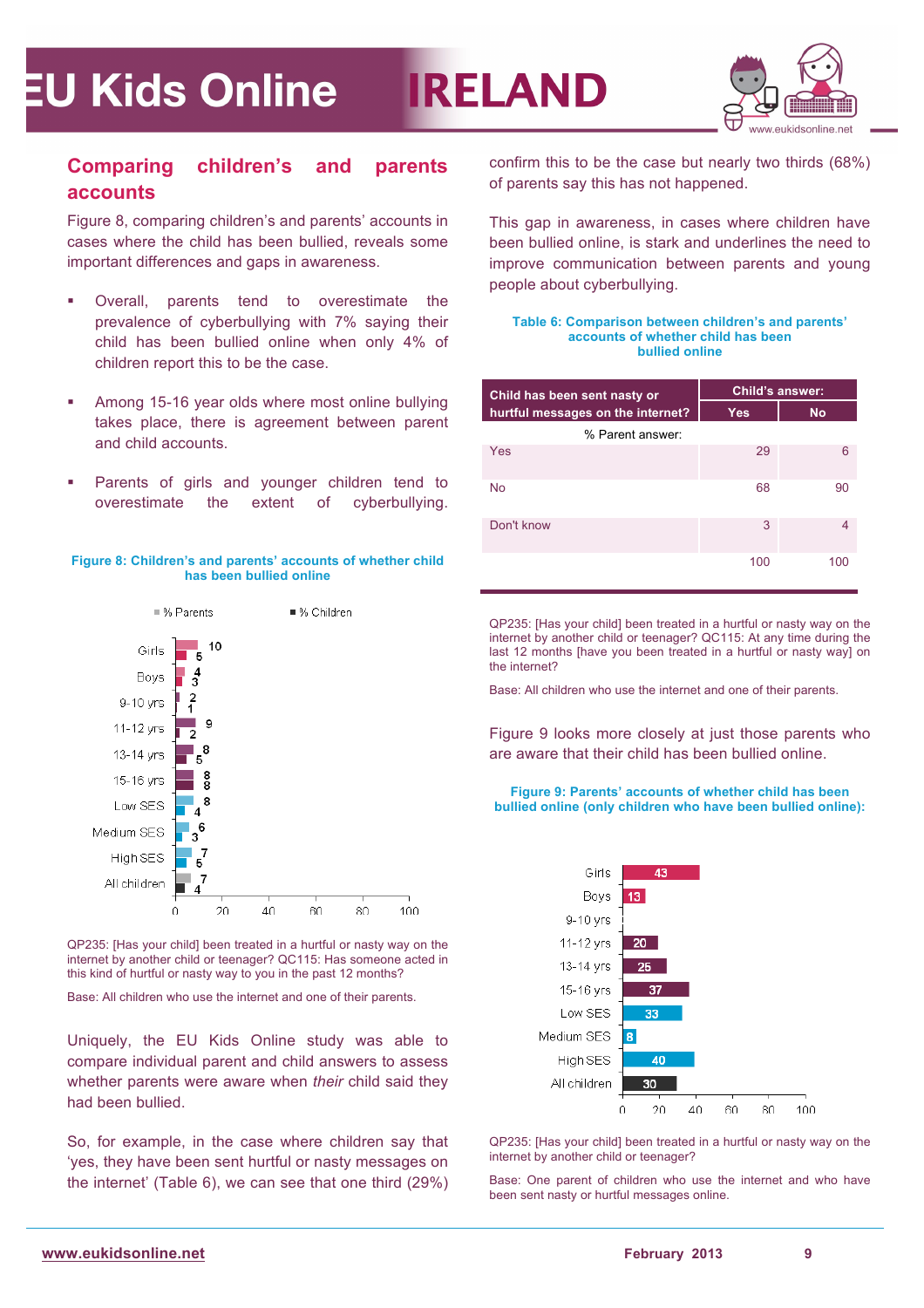## Comparing children's and parents accounts

Figure 8, comparing children's and parents' accounts in cases where the child has been bullied, reveals some important differences and gaps in awareness.

- Overall, parents tend to overestimate the prevalence of cyberbullying with 7% saying their child has been bullied online when only 4% of children report this to be the case.
- Among 15-16 year olds where most online bullying takes place, there is agreement between parent and child accounts.
- Parents of girls and younger children tend to overestimate the extent of cyberbullying.

**Figure 8: Children's and parents' accounts of whether child has been bullied online**

| | % Parents | % Children |
|---|---|---|
| Girls | 10 | 5 |
| Boys | 4 | 3 |
| 9-10 yrs | 2 | 1 |
| 11-12 yrs | 9 | 2 |
| 13-14 yrs | 8 | 5 |
| 15-16 yrs | 8 | 8 |
| Low SES | 8 | 4 |
| Medium SES | 6 | 3 |
| High SES | 7 | 5 |
| All children | 7 | 4 |

QP235: [Has your child] been treated in a hurtful or nasty way on the internet by another child or teenager? QC115: Has someone acted in this kind of hurtful or nasty way to you in the past 12 months?

Base: All children who use the internet and one of their parents.

Uniquely, the EU Kids Online study was able to compare individual parent and child answers to assess whether parents were aware when *their* child said they had been bullied.

So, for example, in the case where children say that 'yes, they have been sent hurtful or nasty messages on the internet' (Table 6), we can see that one third (29%) confirm this to be the case but nearly two thirds (68%) of parents say this has not happened.

This gap in awareness, in cases where children have been bullied online, is stark and underlines the need to improve communication between parents and young people about cyberbullying.

**Table 6: Comparison between children's and parents' accounts of whether child has been bullied online**

| Child has been sent nasty or hurtful messages on the internet? | Child's answer: Yes | Child's answer: No |
|---|---|---|
| % Parent answer: | | |
| Yes | 29 | 6 |
| No | 68 | 90 |
| Don't know | 3 | 4 |
| | 100 | 100 |

QP235: [Has your child] been treated in a hurtful or nasty way on the internet by another child or teenager? QC115: At any time during the last 12 months [have you been treated in a hurtful or nasty way] on the internet?

Base: All children who use the internet and one of their parents.

Figure 9 looks more closely at just those parents who are aware that their child has been bullied online.

**Figure 9: Parents' accounts of whether child has been bullied online (only children who have been bullied online):**

| | % |
|---|---|
| Girls | 43 |
| Boys | 13 |
| 9-10 yrs | |
| 11-12 yrs | 20 |
| 13-14 yrs | 25 |
| 15-16 yrs | 37 |
| Low SES | 33 |
| Medium SES | 8 |
| High SES | 40 |
| All children | 30 |

QP235: [Has your child] been treated in a hurtful or nasty way on the internet by another child or teenager?

Base: One parent of children who use the internet and who have been sent nasty or hurtful messages online.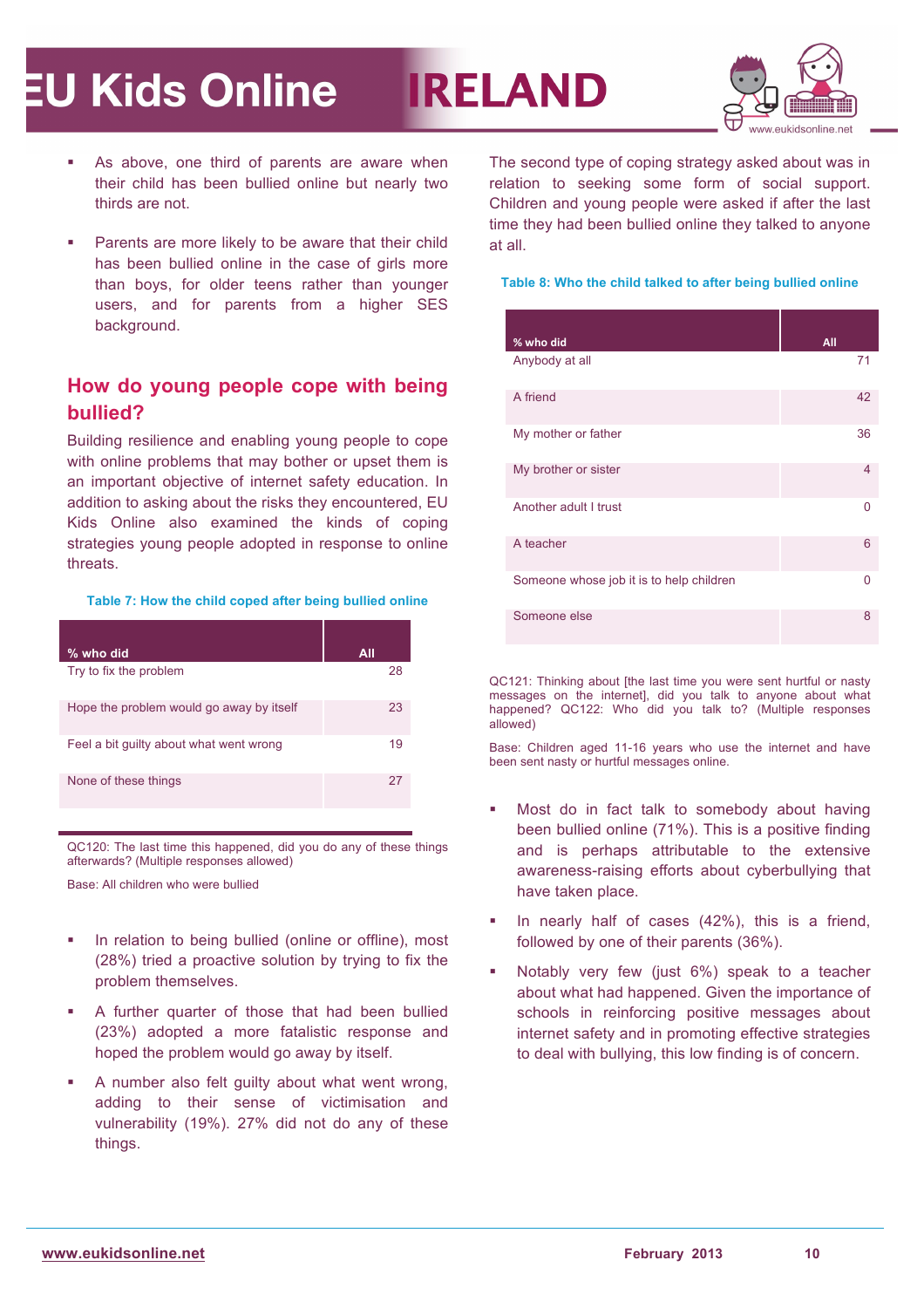- As above, one third of parents are aware when their child has been bullied online but nearly two thirds are not.

- Parents are more likely to be aware that their child has been bullied online in the case of girls more than boys, for older teens rather than younger users, and for parents from a higher SES background.

## How do young people cope with being bullied?

Building resilience and enabling young people to cope with online problems that may bother or upset them is an important objective of internet safety education. In addition to asking about the risks they encountered, EU Kids Online also examined the kinds of coping strategies young people adopted in response to online threats.

**Table 7: How the child coped after being bullied online**

| % who did | All |
|---|---|
| Try to fix the problem | 28 |
| Hope the problem would go away by itself | 23 |
| Feel a bit guilty about what went wrong | 19 |
| None of these things | 27 |

QC120: The last time this happened, did you do any of these things afterwards? (Multiple responses allowed)

Base: All children who were bullied

- In relation to being bullied (online or offline), most (28%) tried a proactive solution by trying to fix the problem themselves.

- A further quarter of those that had been bullied (23%) adopted a more fatalistic response and hoped the problem would go away by itself.

- A number also felt guilty about what went wrong, adding to their sense of victimisation and vulnerability (19%). 27% did not do any of these things.

The second type of coping strategy asked about was in relation to seeking some form of social support. Children and young people were asked if after the last time they had been bullied online they talked to anyone at all.

**Table 8: Who the child talked to after being bullied online**

| % who did | All |
|---|---|
| Anybody at all | 71 |
| A friend | 42 |
| My mother or father | 36 |
| My brother or sister | 4 |
| Another adult I trust | 0 |
| A teacher | 6 |
| Someone whose job it is to help children | 0 |
| Someone else | 8 |

QC121: Thinking about [the last time you were sent hurtful or nasty messages on the internet], did you talk to anyone about what happened? QC122: Who did you talk to? (Multiple responses allowed)

Base: Children aged 11-16 years who use the internet and have been sent nasty or hurtful messages online.

- Most do in fact talk to somebody about having been bullied online (71%). This is a positive finding and is perhaps attributable to the extensive awareness-raising efforts about cyberbullying that have taken place.

- In nearly half of cases (42%), this is a friend, followed by one of their parents (36%).

- Notably very few (just 6%) speak to a teacher about what had happened. Given the importance of schools in reinforcing positive messages about internet safety and in promoting effective strategies to deal with bullying, this low finding is of concern.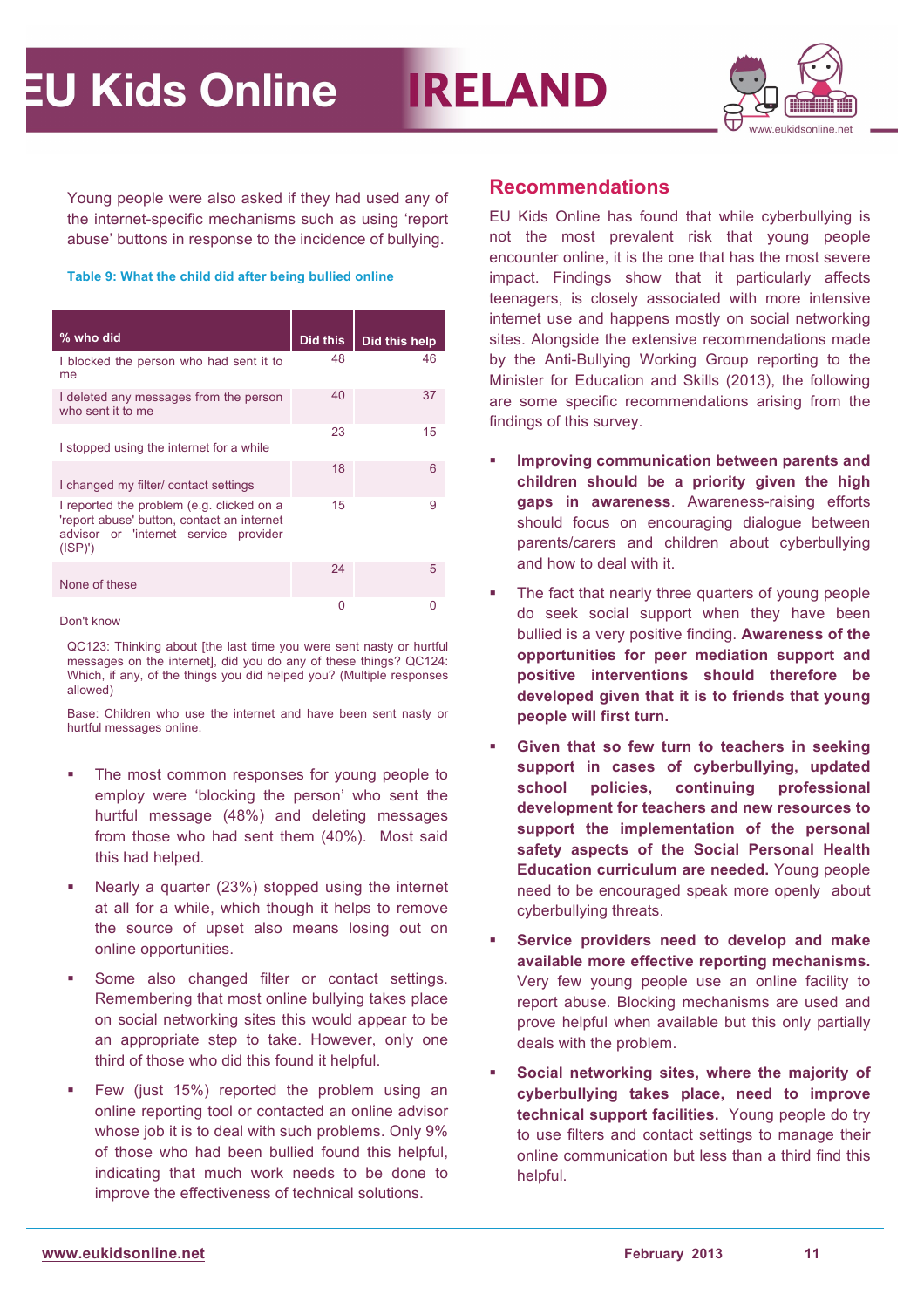Young people were also asked if they had used any of the internet-specific mechanisms such as using 'report abuse' buttons in response to the incidence of bullying.

**Table 9: What the child did after being bullied online**

| % who did | Did this | Did this help |
|---|---|---|
| I blocked the person who had sent it to me | 48 | 46 |
| I deleted any messages from the person who sent it to me | 40 | 37 |
| I stopped using the internet for a while | 23 | 15 |
| I changed my filter/ contact settings | 18 | 6 |
| I reported the problem (e.g. clicked on a 'report abuse' button, contact an internet advisor or 'internet service provider (ISP)') | 15 | 9 |
| None of these | 24 | 5 |
| Don't know | 0 | 0 |

QC123: Thinking about [the last time you were sent nasty or hurtful messages on the internet], did you do any of these things? QC124: Which, if any, of the things you did helped you? (Multiple responses allowed)

Base: Children who use the internet and have been sent nasty or hurtful messages online.

- The most common responses for young people to employ were 'blocking the person' who sent the hurtful message (48%) and deleting messages from those who had sent them (40%). Most said this had helped.
- Nearly a quarter (23%) stopped using the internet at all for a while, which though it helps to remove the source of upset also means losing out on online opportunities.
- Some also changed filter or contact settings. Remembering that most online bullying takes place on social networking sites this would appear to be an appropriate step to take. However, only one third of those who did this found it helpful.
- Few (just 15%) reported the problem using an online reporting tool or contacted an online advisor whose job it is to deal with such problems. Only 9% of those who had been bullied found this helpful, indicating that much work needs to be done to improve the effectiveness of technical solutions.

## Recommendations

EU Kids Online has found that while cyberbullying is not the most prevalent risk that young people encounter online, it is the one that has the most severe impact. Findings show that it particularly affects teenagers, is closely associated with more intensive internet use and happens mostly on social networking sites. Alongside the extensive recommendations made by the Anti-Bullying Working Group reporting to the Minister for Education and Skills (2013), the following are some specific recommendations arising from the findings of this survey.

- **Improving communication between parents and children should be a priority given the high gaps in awareness**. Awareness-raising efforts should focus on encouraging dialogue between parents/carers and children about cyberbullying and how to deal with it.
- The fact that nearly three quarters of young people do seek social support when they have been bullied is a very positive finding. **Awareness of the opportunities for peer mediation support and positive interventions should therefore be developed given that it is to friends that young people will first turn.**
- **Given that so few turn to teachers in seeking support in cases of cyberbullying, updated school policies, continuing professional development for teachers and new resources to support the implementation of the personal safety aspects of the Social Personal Health Education curriculum are needed.** Young people need to be encouraged speak more openly about cyberbullying threats.
- **Service providers need to develop and make available more effective reporting mechanisms.** Very few young people use an online facility to report abuse. Blocking mechanisms are used and prove helpful when available but this only partially deals with the problem.
- **Social networking sites, where the majority of cyberbullying takes place, need to improve technical support facilities.** Young people do try to use filters and contact settings to manage their online communication but less than a third find this helpful.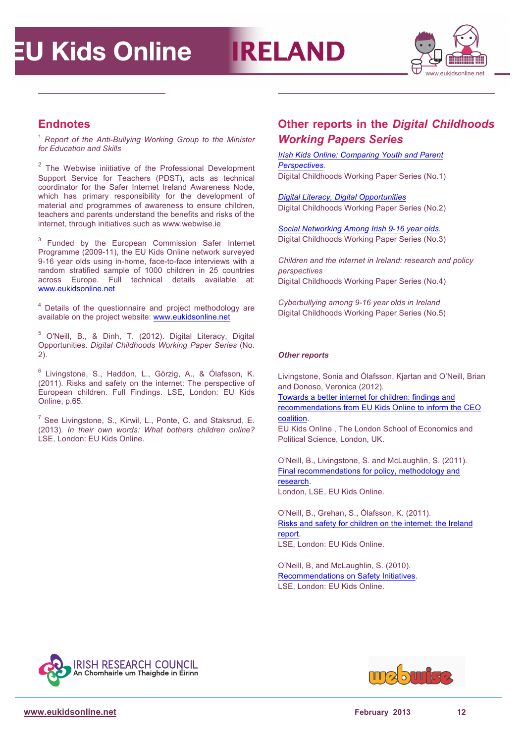## Endnotes

[1] *Report of the Anti-Bullying Working Group to the Minister for Education and Skills*

[2] The Webwise iniitiative of the Professional Development Support Service for Teachers (PDST), acts as technical coordinator for the Safer Internet Ireland Awareness Node, which has primary responsibility for the development of material and programmes of awareness to ensure children, teachers and parents understand the benefits and risks of the internet, through initiatives such as www.webwise.ie

[3] Funded by the European Commission Safer Internet Programme (2009-11), the EU Kids Online network surveyed 9-16 year olds using in-home, face-to-face interviews with a random stratified sample of 1000 children in 25 countries across Europe. Full technical details available at: www.eukidsonline.net

[4] Details of the questionnaire and project methodology are available on the project website: www.eukidsonline.net

[5] O'Neill, B., & Dinh, T. (2012). Digital Literacy, Digital Opportunities. *Digital Childhoods Working Paper Series* (No. 2).

[6] Livingstone, S., Haddon, L., Görzig, A., & Ólafsson, K. (2011). Risks and safety on the internet: The perspective of European children. Full Findings. LSE, London: EU Kids Online, p.65.

[7] See Livingstone, S., Kirwil, L., Ponte, C. and Staksrud, E. (2013). *In their own words: What bothers children online?* LSE, London: EU Kids Online.

## Other reports in the *Digital Childhoods Working Papers Series*

*Irish Kids Online: Comparing Youth and Parent Perspectives*.
Digital Childhoods Working Paper Series (No.1)

*Digital Literacy, Digital Opportunities*
Digital Childhoods Working Paper Series (No.2)

*Social Networking Among Irish 9-16 year olds*.
Digital Childhoods Working Paper Series (No.3)

*Children and the internet in Ireland: research and policy perspectives*
Digital Childhoods Working Paper Series (No.4)

*Cyberbullying among 9-16 year olds in Ireland*
Digital Childhoods Working Paper Series (No.5)

### *Other reports*

Livingstone, Sonia and Ólafsson, Kjartan and O'Neill, Brian and Donoso, Veronica (2012).
Towards a better internet for children: findings and recommendations from EU Kids Online to inform the CEO coalition.
EU Kids Online , The London School of Economics and Political Science, London, UK.

O'Neill, B., Livingstone, S. and McLaughlin, S. (2011).
Final recommendations for policy, methodology and research.
London, LSE, EU Kids Online.

O'Neill, B., Grehan, S., Ólafsson, K. (2011).
Risks and safety for children on the internet: the Ireland report.
LSE, London: EU Kids Online.

O'Neill, B, and McLaughlin, S. (2010).
Recommendations on Safety Initiatives.
LSE, London: EU Kids Online.

IRISH RESEARCH COUNCIL
An Chomhairle um Thaighde in Éirinn

webwise